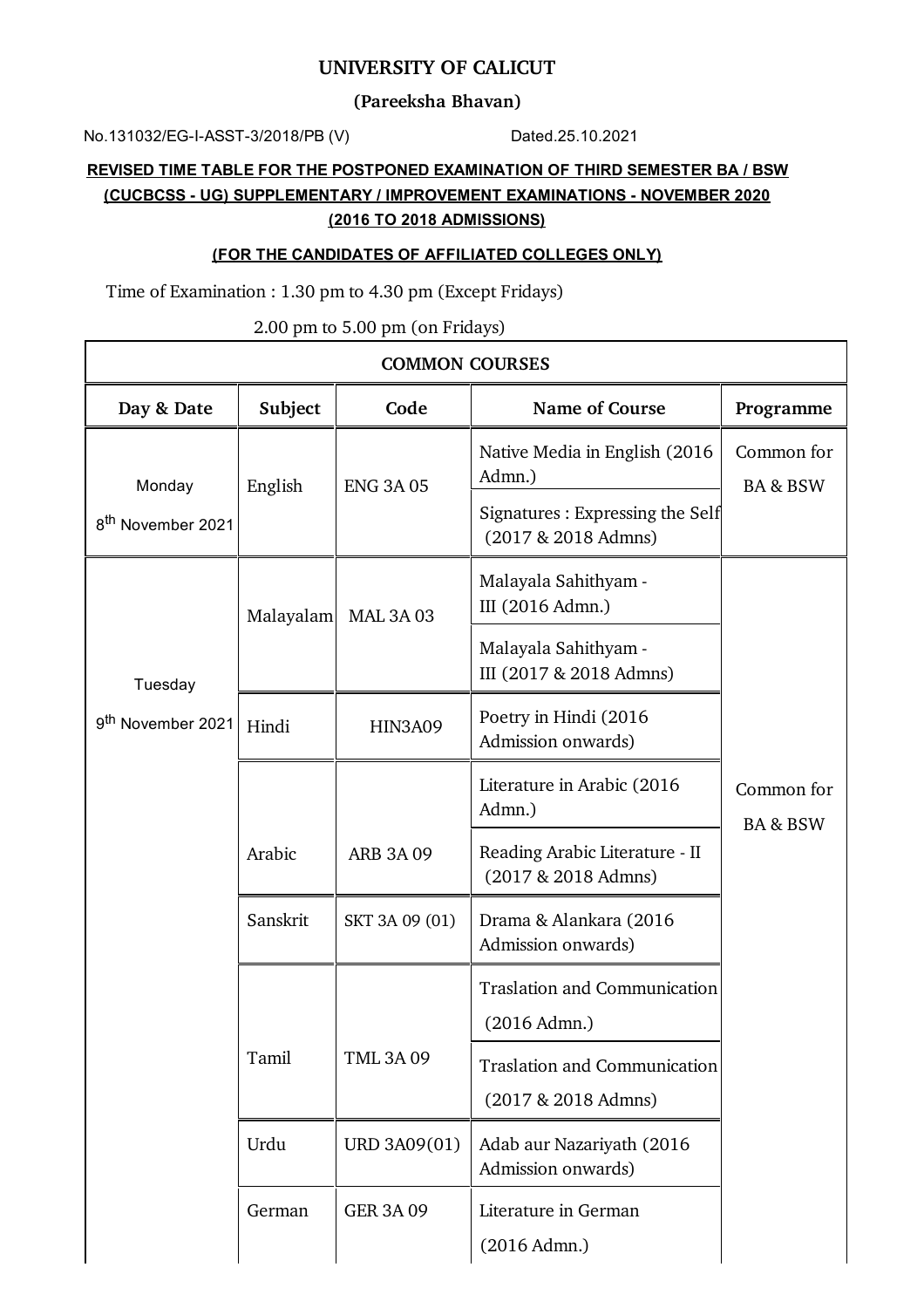# UNIVERSITY OF CALICUT

## (Pareeksha Bhavan)

No.131032/EG-I-ASST-3/2018/PB (V) Dated.25.10.2021

**REVISED TIME TABLE FOR THE POSTPONED EXAMINATION OF THIRD SEMESTER BA / BSW (CUCBCSS - UG) SUPPLEMENTARY / IMPROVEMENT EXAMINATIONS - NOVEMBER 2020 (2016 TO 2018 ADMISSIONS)**

**(FOR THE CANDIDATES OF AFFILIATED COLLEGES ONLY)**

Time of Examination : 1.30 pm to 4.30 pm (Except Fridays)

2.00 pm to 5.00 pm (on Fridays)

| COMMON COURSES | | | | |
|---|---|---|---|---|
| **Day & Date** | **Subject** | **Code** | **Name of Course** | **Programme** |
| Monday 8th November 2021 | English | ENG 3A 05 | Native Media in English (2016 Admn.) | Common for BA & BSW |
| | | | Signatures : Expressing the Self (2017 & 2018 Admns) | |
| Tuesday 9th November 2021 | Malayalam | MAL 3A 03 | Malayala Sahithyam - III (2016 Admn.) | Common for BA & BSW |
| | | | Malayala Sahithyam - III (2017 & 2018 Admns) | |
| | Hindi | HIN3A09 | Poetry in Hindi (2016 Admission onwards) | |
| | Arabic | ARB 3A 09 | Literature in Arabic (2016 Admn.) | |
| | | | Reading Arabic Literature - II (2017 & 2018 Admns) | |
| | Sanskrit | SKT 3A 09 (01) | Drama & Alankara (2016 Admission onwards) | |
| | Tamil | TML 3A 09 | Traslation and Communication (2016 Admn.) | |
| | | | Traslation and Communication (2017 & 2018 Admns) | |
| | Urdu | URD 3A09(01) | Adab aur Nazariyath (2016 Admission onwards) | |
| | German | GER 3A 09 | Literature in German (2016 Admn.) | |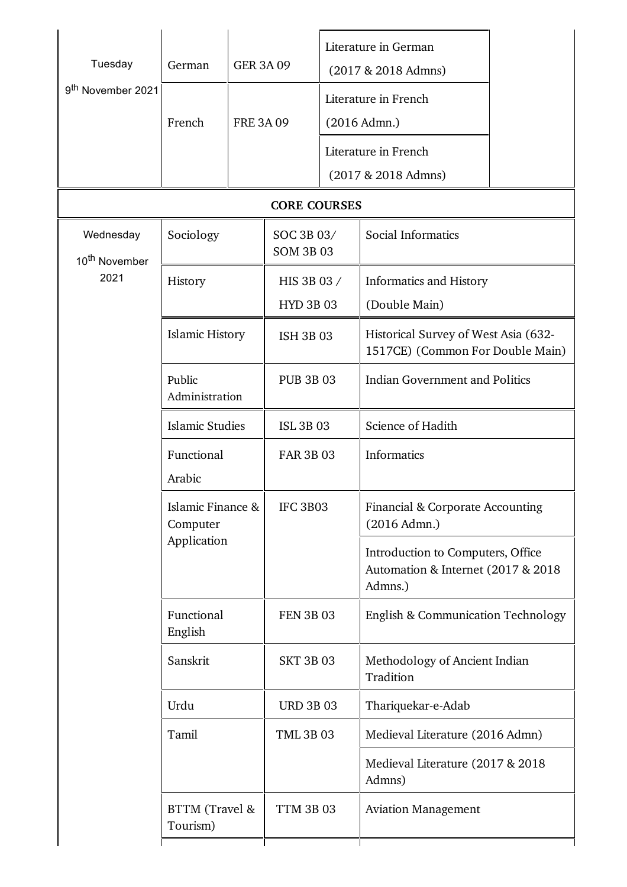| Tuesday 9th November 2021 | German | GER 3A 09 | Literature in German (2017 & 2018 Admns) |
|---|---|---|---|
| | French | FRE 3A 09 | Literature in French (2016 Admn.) |
| | | | Literature in French (2017 & 2018 Admns) |

**CORE COURSES**

| Wednesday 10th November 2021 | Sociology | SOC 3B 03/ SOM 3B 03 | Social Informatics |
|---|---|---|---|
| | History | HIS 3B 03 / HYD 3B 03 | Informatics and History (Double Main) |
| | Islamic History | ISH 3B 03 | Historical Survey of West Asia (632-1517CE) (Common For Double Main) |
| | Public Administration | PUB 3B 03 | Indian Government and Politics |
| | Islamic Studies | ISL 3B 03 | Science of Hadith |
| | Functional Arabic | FAR 3B 03 | Informatics |
| | Islamic Finance & Computer Application | IFC 3B03 | Financial & Corporate Accounting (2016 Admn.) |
| | | | Introduction to Computers, Office Automation & Internet (2017 & 2018 Admns.) |
| | Functional English | FEN 3B 03 | English & Communication Technology |
| | Sanskrit | SKT 3B 03 | Methodology of Ancient Indian Tradition |
| | Urdu | URD 3B 03 | Thariquekar-e-Adab |
| | Tamil | TML 3B 03 | Medieval Literature (2016 Admn) |
| | | | Medieval Literature (2017 & 2018 Admns) |
| | BTTM (Travel & Tourism) | TTM 3B 03 | Aviation Management |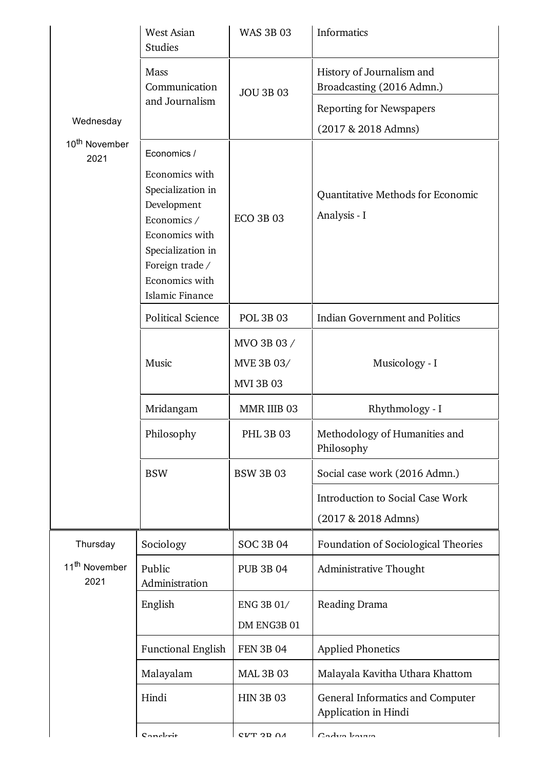| Date | Programme | Course Code | Course Title |
|---|---|---|---|
| Wednesday 10th November 2021 | West Asian Studies | WAS 3B 03 | Informatics |
| | Mass Communication and Journalism | JOU 3B 03 | History of Journalism and Broadcasting (2016 Admn.) |
| | | | Reporting for Newspapers (2017 & 2018 Admns) |
| | Economics / Economics with Specialization in Development Economics / Economics with Specialization in Foreign trade / Economics with Islamic Finance | ECO 3B 03 | Quantitative Methods for Economic Analysis - I |
| | Political Science | POL 3B 03 | Indian Government and Politics |
| | Music | MVO 3B 03 / MVE 3B 03/ MVI 3B 03 | Musicology - I |
| | Mridangam | MMR IIIB 03 | Rhythmology - I |
| | Philosophy | PHL 3B 03 | Methodology of Humanities and Philosophy |
| | BSW | BSW 3B 03 | Social case work (2016 Admn.) |
| | | | Introduction to Social Case Work (2017 & 2018 Admns) |
| Thursday 11th November 2021 | Sociology | SOC 3B 04 | Foundation of Sociological Theories |
| | Public Administration | PUB 3B 04 | Administrative Thought |
| | English | ENG 3B 01/ DM ENG3B 01 | Reading Drama |
| | Functional English | FEN 3B 04 | Applied Phonetics |
| | Malayalam | MAL 3B 03 | Malayala Kavitha Uthara Khattom |
| | Hindi | HIN 3B 03 | General Informatics and Computer Application in Hindi |
| | Sanskrit | SKT 3B 04 | Gadya kavya |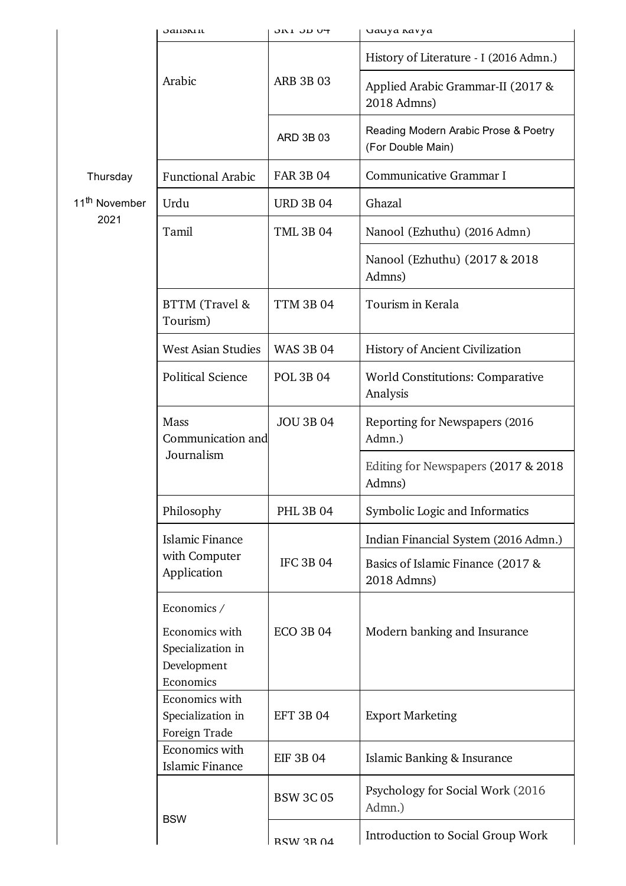| | | | |
|---|---|---|---|
| | Sanskrit | SKT 3B 04 | Gadya Kavya |
| | Arabic | ARB 3B 03 | History of Literature - I (2016 Admn.) |
| | | | Applied Arabic Grammar-II (2017 & 2018 Admns) |
| | | ARD 3B 03 | Reading Modern Arabic Prose & Poetry (For Double Main) |
| Thursday 11[th] November 2021 | Functional Arabic | FAR 3B 04 | Communicative Grammar I |
| | Urdu | URD 3B 04 | Ghazal |
| | Tamil | TML 3B 04 | Nanool (Ezhuthu) (2016 Admn) |
| | | | Nanool (Ezhuthu) (2017 & 2018 Admns) |
| | BTTM (Travel & Tourism) | TTM 3B 04 | Tourism in Kerala |
| | West Asian Studies | WAS 3B 04 | History of Ancient Civilization |
| | Political Science | POL 3B 04 | World Constitutions: Comparative Analysis |
| | Mass Communication and Journalism | JOU 3B 04 | Reporting for Newspapers (2016 Admn.) |
| | | | Editing for Newspapers (2017 & 2018 Admns) |
| | Philosophy | PHL 3B 04 | Symbolic Logic and Informatics |
| | Islamic Finance with Computer Application | IFC 3B 04 | Indian Financial System (2016 Admn.) |
| | | | Basics of Islamic Finance (2017 & 2018 Admns) |
| | Economics / Economics with Specialization in Development Economics | ECO 3B 04 | Modern banking and Insurance |
| | Economics with Specialization in Foreign Trade | EFT 3B 04 | Export Marketing |
| | Economics with Islamic Finance | EIF 3B 04 | Islamic Banking & Insurance |
| | BSW | BSW 3C 05 | Psychology for Social Work (2016 Admn.) |
| | | BSW 3B 04 | Introduction to Social Group Work |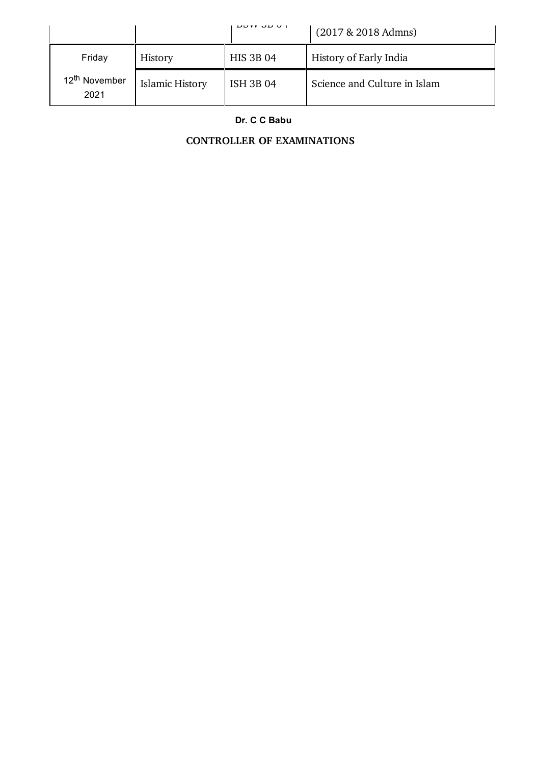| | | | |
|---|---|---|---|
| | | BSW 3B 04 | (2017 & 2018 Admns) |
| Friday 12th November 2021 | History | HIS 3B 04 | History of Early India |
| | Islamic History | ISH 3B 04 | Science and Culture in Islam |

**Dr. C C Babu**

**CONTROLLER OF EXAMINATIONS**